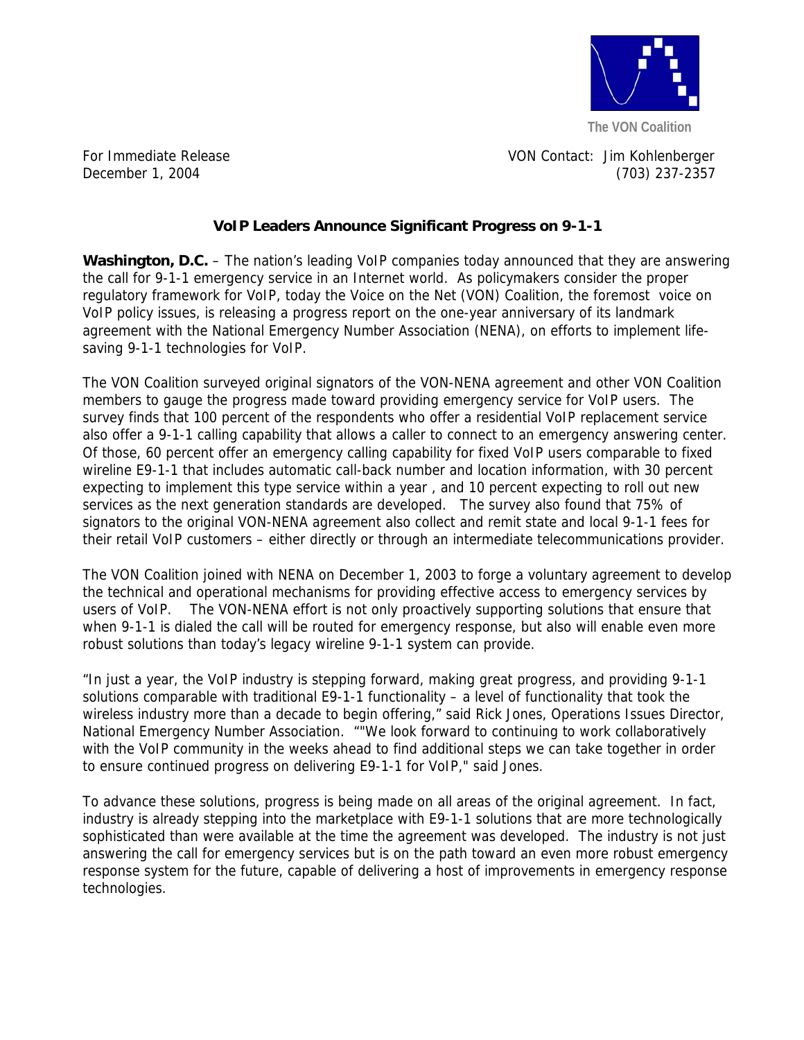The VON Coalition

For Immediate Release
December 1, 2004

VON Contact: Jim Kohlenberger
(703) 237-2357

## VoIP Leaders Announce Significant Progress on 9-1-1

**Washington, D.C.** – The nation's leading VoIP companies today announced that they are answering the call for 9-1-1 emergency service in an Internet world. As policymakers consider the proper regulatory framework for VoIP, today the Voice on the Net (VON) Coalition, the foremost voice on VoIP policy issues, is releasing a progress report on the one-year anniversary of its landmark agreement with the National Emergency Number Association (NENA), on efforts to implement life-saving 9-1-1 technologies for VoIP.

The VON Coalition surveyed original signators of the VON-NENA agreement and other VON Coalition members to gauge the progress made toward providing emergency service for VoIP users. The survey finds that 100 percent of the respondents who offer a residential VoIP replacement service also offer a 9-1-1 calling capability that allows a caller to connect to an emergency answering center. Of those, 60 percent offer an emergency calling capability for fixed VoIP users comparable to fixed wireline E9-1-1 that includes automatic call-back number and location information, with 30 percent expecting to implement this type service within a year , and 10 percent expecting to roll out new services as the next generation standards are developed. The survey also found that 75% of signators to the original VON-NENA agreement also collect and remit state and local 9-1-1 fees for their retail VoIP customers – either directly or through an intermediate telecommunications provider.

The VON Coalition joined with NENA on December 1, 2003 to forge a voluntary agreement to develop the technical and operational mechanisms for providing effective access to emergency services by users of VoIP. The VON-NENA effort is not only proactively supporting solutions that ensure that when 9-1-1 is dialed the call will be routed for emergency response, but also will enable even more robust solutions than today's legacy wireline 9-1-1 system can provide.

"In just a year, the VoIP industry is stepping forward, making great progress, and providing 9-1-1 solutions comparable with traditional E9-1-1 functionality – a level of functionality that took the wireless industry more than a decade to begin offering," said Rick Jones, Operations Issues Director, National Emergency Number Association. ""We look forward to continuing to work collaboratively with the VoIP community in the weeks ahead to find additional steps we can take together in order to ensure continued progress on delivering E9-1-1 for VoIP," said Jones.

To advance these solutions, progress is being made on all areas of the original agreement. In fact, industry is already stepping into the marketplace with E9-1-1 solutions that are more technologically sophisticated than were available at the time the agreement was developed. The industry is not just answering the call for emergency services but is on the path toward an even more robust emergency response system for the future, capable of delivering a host of improvements in emergency response technologies.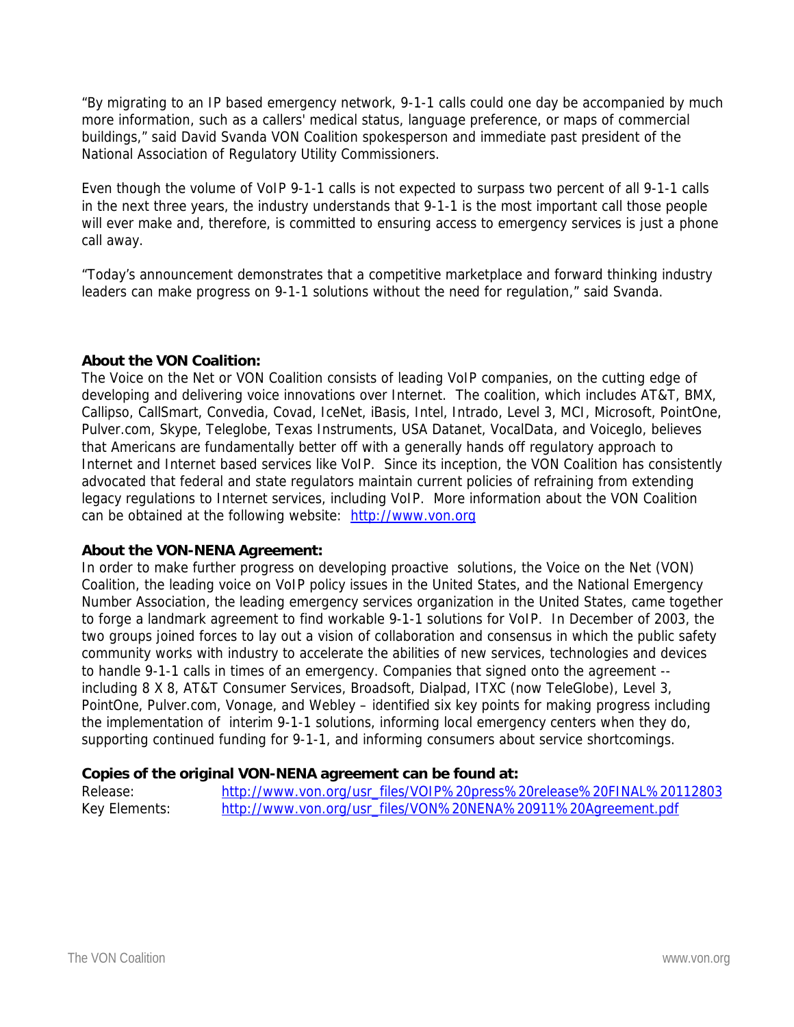"By migrating to an IP based emergency network, 9-1-1 calls could one day be accompanied by much more information, such as a callers' medical status, language preference, or maps of commercial buildings," said David Svanda VON Coalition spokesperson and immediate past president of the National Association of Regulatory Utility Commissioners.

Even though the volume of VoIP 9-1-1 calls is not expected to surpass two percent of all 9-1-1 calls in the next three years, the industry understands that 9-1-1 is the most important call those people will ever make and, therefore, is committed to ensuring access to emergency services is just a phone call away.

"Today's announcement demonstrates that a competitive marketplace and forward thinking industry leaders can make progress on 9-1-1 solutions without the need for regulation," said Svanda.

**About the VON Coalition:**

The Voice on the Net or VON Coalition consists of leading VoIP companies, on the cutting edge of developing and delivering voice innovations over Internet. The coalition, which includes AT&T, BMX, Callipso, CallSmart, Convedia, Covad, IceNet, iBasis, Intel, Intrado, Level 3, MCI, Microsoft, PointOne, Pulver.com, Skype, Teleglobe, Texas Instruments, USA Datanet, VocalData, and Voiceglo, believes that Americans are fundamentally better off with a generally hands off regulatory approach to Internet and Internet based services like VoIP. Since its inception, the VON Coalition has consistently advocated that federal and state regulators maintain current policies of refraining from extending legacy regulations to Internet services, including VoIP. More information about the VON Coalition can be obtained at the following website: http://www.von.org

**About the VON-NENA Agreement:**

In order to make further progress on developing proactive solutions, the Voice on the Net (VON) Coalition, the leading voice on VoIP policy issues in the United States, and the National Emergency Number Association, the leading emergency services organization in the United States, came together to forge a landmark agreement to find workable 9-1-1 solutions for VoIP. In December of 2003, the two groups joined forces to lay out a vision of collaboration and consensus in which the public safety community works with industry to accelerate the abilities of new services, technologies and devices to handle 9-1-1 calls in times of an emergency. Companies that signed onto the agreement -- including 8 X 8, AT&T Consumer Services, Broadsoft, Dialpad, ITXC (now TeleGlobe), Level 3, PointOne, Pulver.com, Vonage, and Webley – identified six key points for making progress including the implementation of interim 9-1-1 solutions, informing local emergency centers when they do, supporting continued funding for 9-1-1, and informing consumers about service shortcomings.

**Copies of the original VON-NENA agreement can be found at:**

Release: http://www.von.org/usr_files/VOIP%20press%20release%20FINAL%20112803
Key Elements: http://www.von.org/usr_files/VON%20NENA%20911%20Agreement.pdf